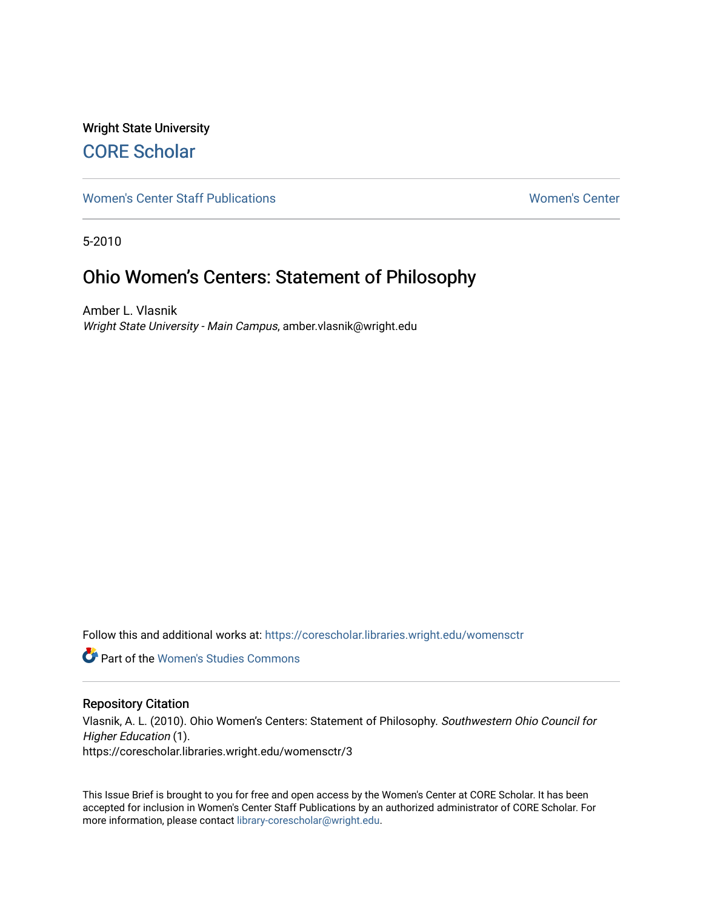Wright State University

# CORE Scholar

Women's Center Staff Publications | Women's Center

5-2010

## Ohio Women's Centers: Statement of Philosophy

Amber L. Vlasnik
*Wright State University - Main Campus*, amber.vlasnik@wright.edu

Follow this and additional works at: https://corescholar.libraries.wright.edu/womensctr

Part of the Women's Studies Commons

### Repository Citation

Vlasnik, A. L. (2010). Ohio Women's Centers: Statement of Philosophy. *Southwestern Ohio Council for Higher Education* (1).
https://corescholar.libraries.wright.edu/womensctr/3

This Issue Brief is brought to you for free and open access by the Women's Center at CORE Scholar. It has been accepted for inclusion in Women's Center Staff Publications by an authorized administrator of CORE Scholar. For more information, please contact library-corescholar@wright.edu.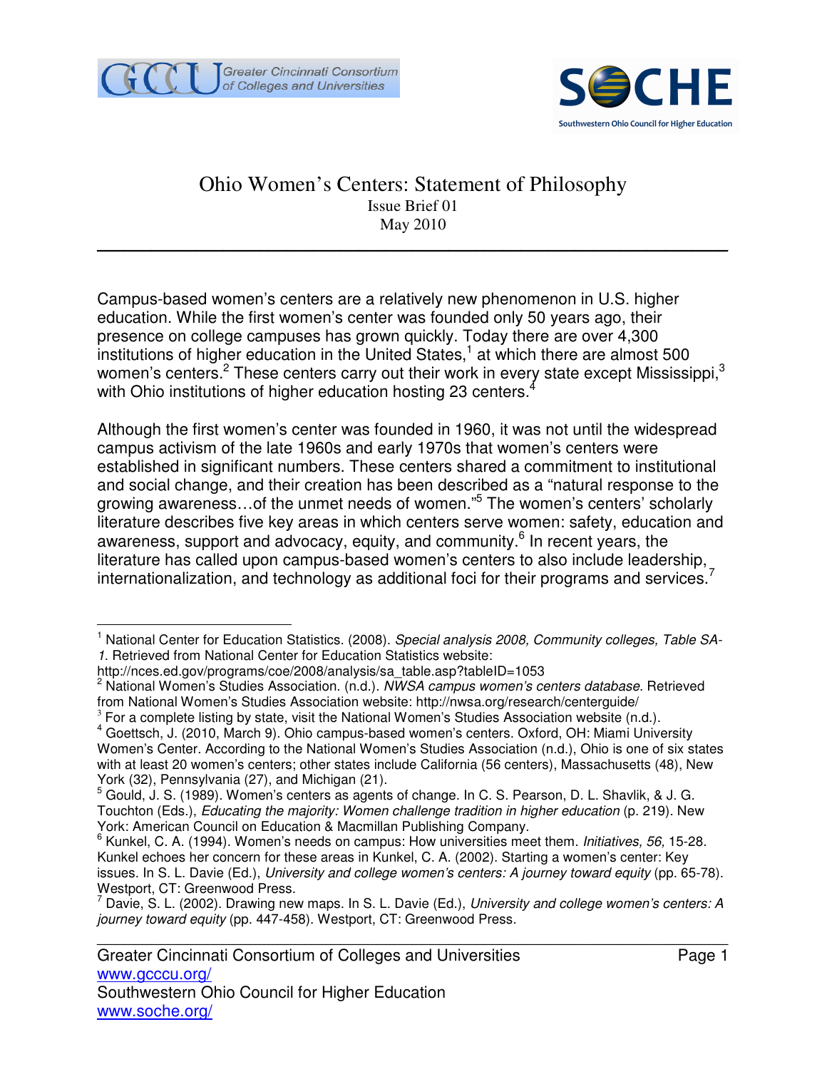# Ohio Women's Centers: Statement of Philosophy

Issue Brief 01
May 2010

---

Campus-based women's centers are a relatively new phenomenon in U.S. higher education. While the first women's center was founded only 50 years ago, their presence on college campuses has grown quickly. Today there are over 4,300 institutions of higher education in the United States,[1] at which there are almost 500 women's centers.[2] These centers carry out their work in every state except Mississippi,[3] with Ohio institutions of higher education hosting 23 centers.[4]

Although the first women's center was founded in 1960, it was not until the widespread campus activism of the late 1960s and early 1970s that women's centers were established in significant numbers. These centers shared a commitment to institutional and social change, and their creation has been described as a "natural response to the growing awareness…of the unmet needs of women."[5] The women's centers' scholarly literature describes five key areas in which centers serve women: safety, education and awareness, support and advocacy, equity, and community.[6] In recent years, the literature has called upon campus-based women's centers to also include leadership, internationalization, and technology as additional foci for their programs and services.[7]

---

[1] National Center for Education Statistics. (2008). *Special analysis 2008, Community colleges, Table SA-1*. Retrieved from National Center for Education Statistics website: http://nces.ed.gov/programs/coe/2008/analysis/sa_table.asp?tableID=1053

[2] National Women's Studies Association. (n.d.). *NWSA campus women's centers database*. Retrieved from National Women's Studies Association website: http://nwsa.org/research/centerguide/

[3] For a complete listing by state, visit the National Women's Studies Association website (n.d.).

[4] Goettsch, J. (2010, March 9). Ohio campus-based women's centers. Oxford, OH: Miami University Women's Center. According to the National Women's Studies Association (n.d.), Ohio is one of six states with at least 20 women's centers; other states include California (56 centers), Massachusetts (48), New York (32), Pennsylvania (27), and Michigan (21).

[5] Gould, J. S. (1989). Women's centers as agents of change. In C. S. Pearson, D. L. Shavlik, & J. G. Touchton (Eds.), *Educating the majority: Women challenge tradition in higher education* (p. 219). New York: American Council on Education & Macmillan Publishing Company.

[6] Kunkel, C. A. (1994). Women's needs on campus: How universities meet them. *Initiatives, 56,* 15-28. Kunkel echoes her concern for these areas in Kunkel, C. A. (2002). Starting a women's center: Key issues. In S. L. Davie (Ed.), *University and college women's centers: A journey toward equity* (pp. 65-78). Westport, CT: Greenwood Press.

[7] Davie, S. L. (2002). Drawing new maps. In S. L. Davie (Ed.), *University and college women's centers: A journey toward equity* (pp. 447-458). Westport, CT: Greenwood Press.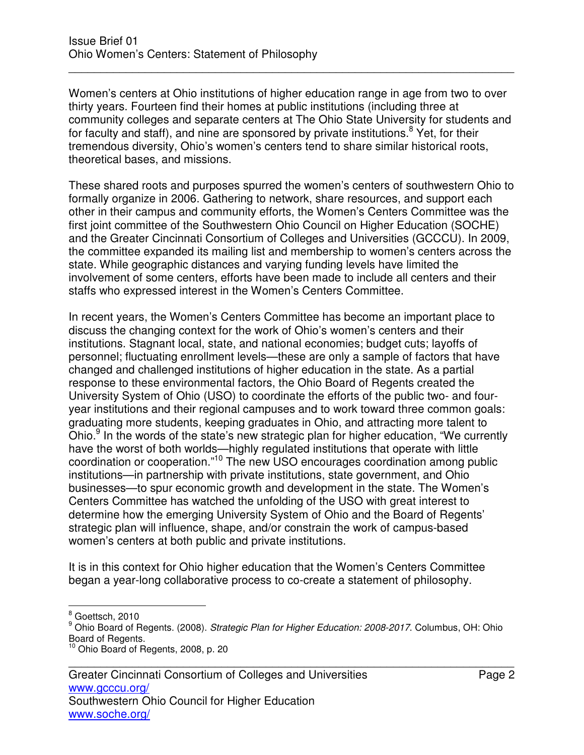Women's centers at Ohio institutions of higher education range in age from two to over thirty years. Fourteen find their homes at public institutions (including three at community colleges and separate centers at The Ohio State University for students and for faculty and staff), and nine are sponsored by private institutions.[8] Yet, for their tremendous diversity, Ohio's women's centers tend to share similar historical roots, theoretical bases, and missions.

These shared roots and purposes spurred the women's centers of southwestern Ohio to formally organize in 2006. Gathering to network, share resources, and support each other in their campus and community efforts, the Women's Centers Committee was the first joint committee of the Southwestern Ohio Council on Higher Education (SOCHE) and the Greater Cincinnati Consortium of Colleges and Universities (GCCCU). In 2009, the committee expanded its mailing list and membership to women's centers across the state. While geographic distances and varying funding levels have limited the involvement of some centers, efforts have been made to include all centers and their staffs who expressed interest in the Women's Centers Committee.

In recent years, the Women's Centers Committee has become an important place to discuss the changing context for the work of Ohio's women's centers and their institutions. Stagnant local, state, and national economies; budget cuts; layoffs of personnel; fluctuating enrollment levels—these are only a sample of factors that have changed and challenged institutions of higher education in the state. As a partial response to these environmental factors, the Ohio Board of Regents created the University System of Ohio (USO) to coordinate the efforts of the public two- and four-year institutions and their regional campuses and to work toward three common goals: graduating more students, keeping graduates in Ohio, and attracting more talent to Ohio.[9] In the words of the state's new strategic plan for higher education, "We currently have the worst of both worlds—highly regulated institutions that operate with little coordination or cooperation."[10] The new USO encourages coordination among public institutions—in partnership with private institutions, state government, and Ohio businesses—to spur economic growth and development in the state. The Women's Centers Committee has watched the unfolding of the USO with great interest to determine how the emerging University System of Ohio and the Board of Regents' strategic plan will influence, shape, and/or constrain the work of campus-based women's centers at both public and private institutions.

It is in this context for Ohio higher education that the Women's Centers Committee began a year-long collaborative process to co-create a statement of philosophy.

---

[8] Goettsch, 2010

[9] Ohio Board of Regents. (2008). *Strategic Plan for Higher Education: 2008-2017*. Columbus, OH: Ohio Board of Regents.

[10] Ohio Board of Regents, 2008, p. 20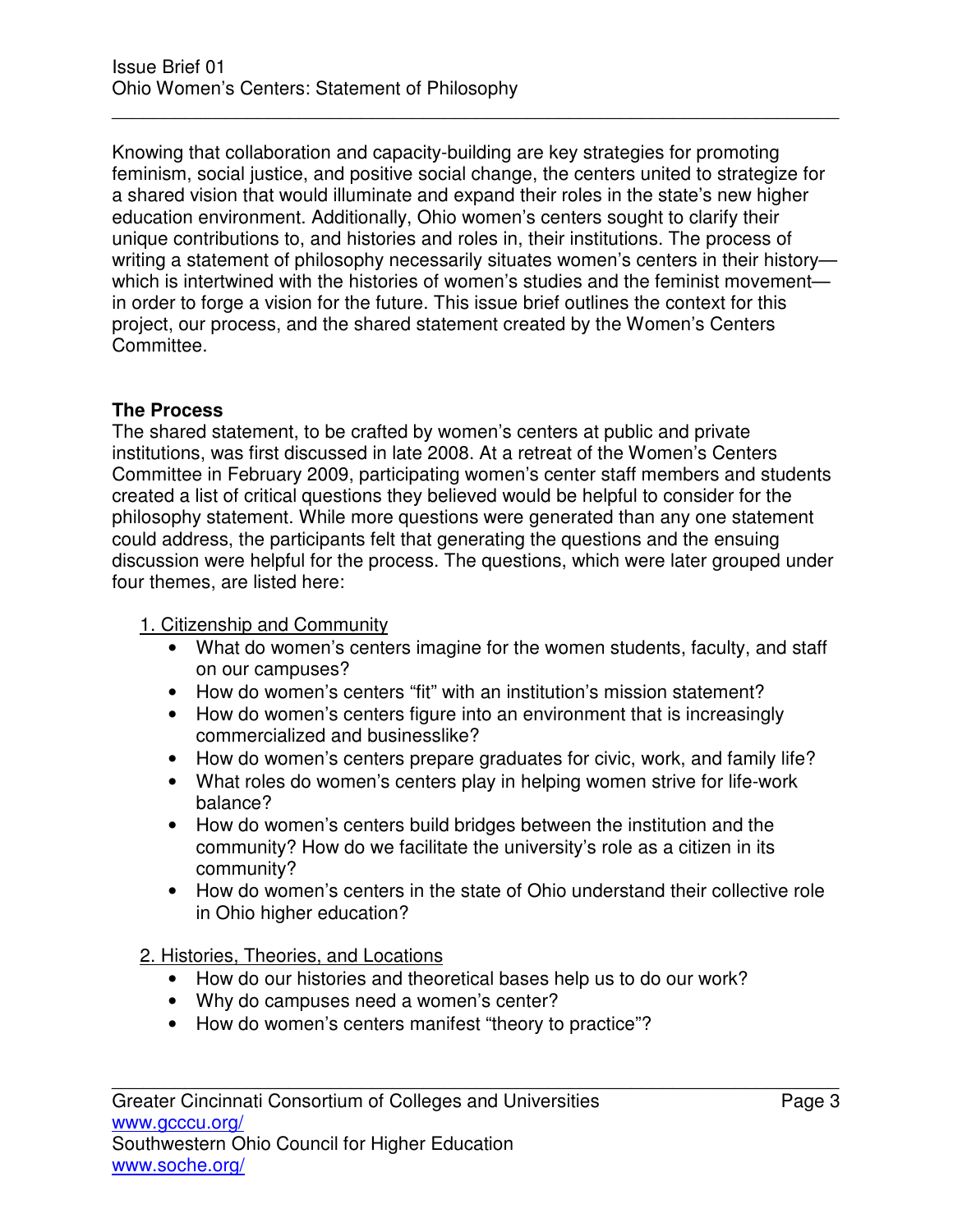Knowing that collaboration and capacity-building are key strategies for promoting feminism, social justice, and positive social change, the centers united to strategize for a shared vision that would illuminate and expand their roles in the state's new higher education environment. Additionally, Ohio women's centers sought to clarify their unique contributions to, and histories and roles in, their institutions. The process of writing a statement of philosophy necessarily situates women's centers in their history—which is intertwined with the histories of women's studies and the feminist movement—in order to forge a vision for the future. This issue brief outlines the context for this project, our process, and the shared statement created by the Women's Centers Committee.

**The Process**

The shared statement, to be crafted by women's centers at public and private institutions, was first discussed in late 2008. At a retreat of the Women's Centers Committee in February 2009, participating women's center staff members and students created a list of critical questions they believed would be helpful to consider for the philosophy statement. While more questions were generated than any one statement could address, the participants felt that generating the questions and the ensuing discussion were helpful for the process. The questions, which were later grouped under four themes, are listed here:

1. Citizenship and Community
   - What do women's centers imagine for the women students, faculty, and staff on our campuses?
   - How do women's centers "fit" with an institution's mission statement?
   - How do women's centers figure into an environment that is increasingly commercialized and businesslike?
   - How do women's centers prepare graduates for civic, work, and family life?
   - What roles do women's centers play in helping women strive for life-work balance?
   - How do women's centers build bridges between the institution and the community? How do we facilitate the university's role as a citizen in its community?
   - How do women's centers in the state of Ohio understand their collective role in Ohio higher education?

2. Histories, Theories, and Locations
   - How do our histories and theoretical bases help us to do our work?
   - Why do campuses need a women's center?
   - How do women's centers manifest "theory to practice"?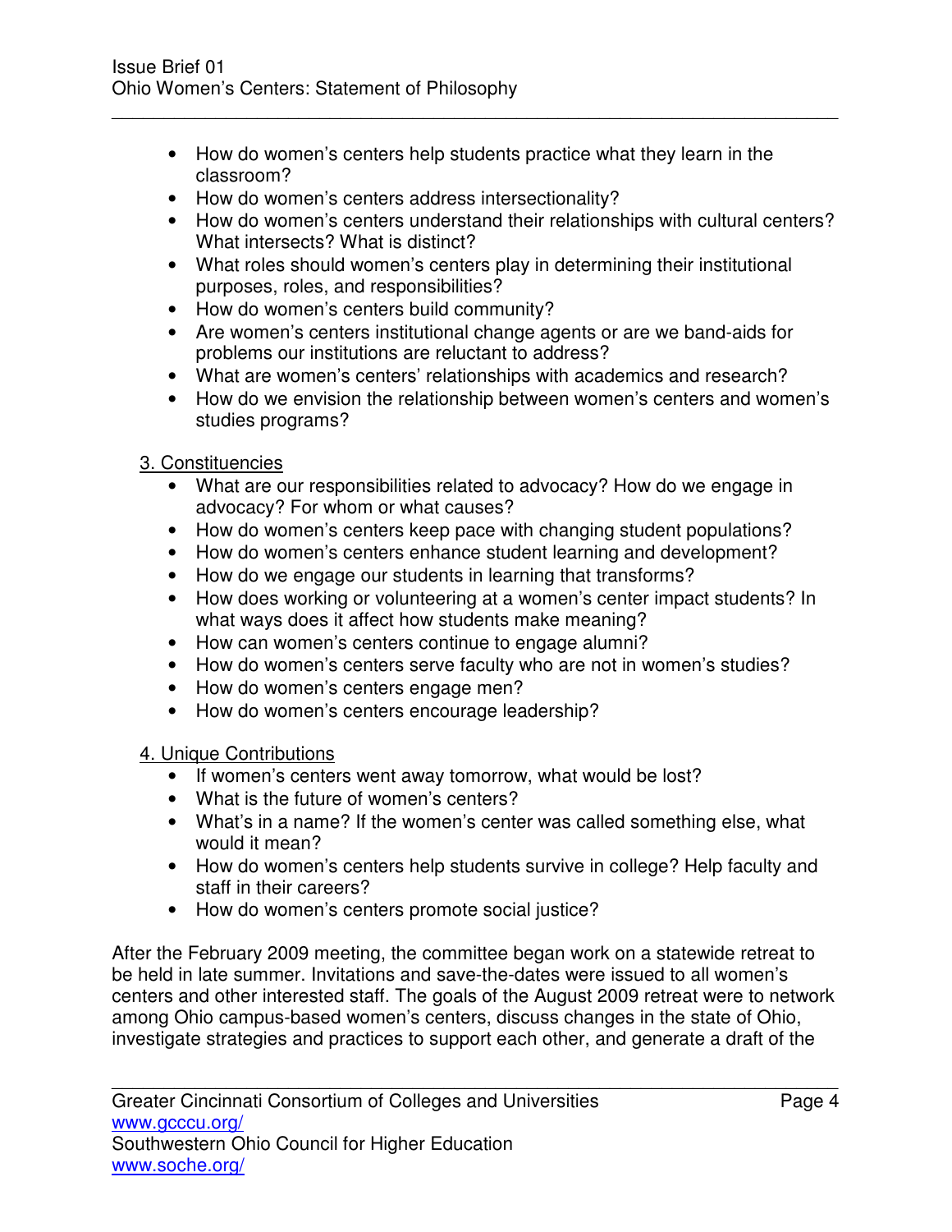- How do women's centers help students practice what they learn in the classroom?
- How do women's centers address intersectionality?
- How do women's centers understand their relationships with cultural centers? What intersects? What is distinct?
- What roles should women's centers play in determining their institutional purposes, roles, and responsibilities?
- How do women's centers build community?
- Are women's centers institutional change agents or are we band-aids for problems our institutions are reluctant to address?
- What are women's centers' relationships with academics and research?
- How do we envision the relationship between women's centers and women's studies programs?

3. Constituencies

- What are our responsibilities related to advocacy? How do we engage in advocacy? For whom or what causes?
- How do women's centers keep pace with changing student populations?
- How do women's centers enhance student learning and development?
- How do we engage our students in learning that transforms?
- How does working or volunteering at a women's center impact students? In what ways does it affect how students make meaning?
- How can women's centers continue to engage alumni?
- How do women's centers serve faculty who are not in women's studies?
- How do women's centers engage men?
- How do women's centers encourage leadership?

4. Unique Contributions

- If women's centers went away tomorrow, what would be lost?
- What is the future of women's centers?
- What's in a name? If the women's center was called something else, what would it mean?
- How do women's centers help students survive in college? Help faculty and staff in their careers?
- How do women's centers promote social justice?

After the February 2009 meeting, the committee began work on a statewide retreat to be held in late summer. Invitations and save-the-dates were issued to all women's centers and other interested staff. The goals of the August 2009 retreat were to network among Ohio campus-based women's centers, discuss changes in the state of Ohio, investigate strategies and practices to support each other, and generate a draft of the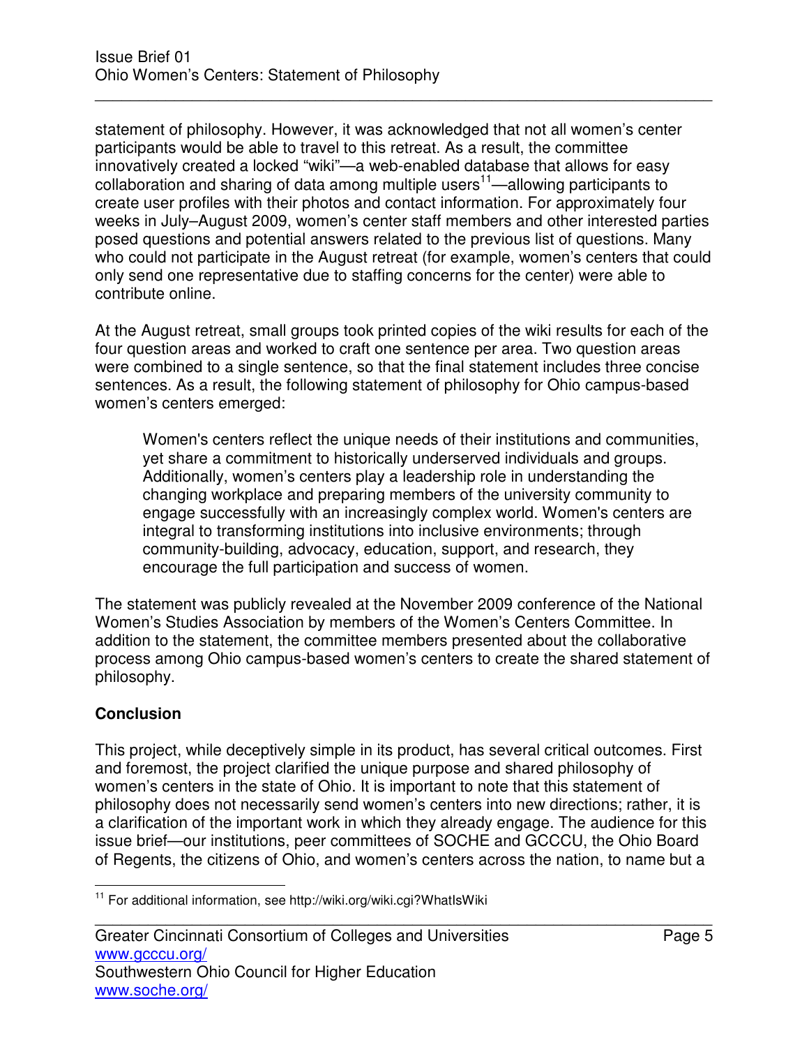statement of philosophy. However, it was acknowledged that not all women's center participants would be able to travel to this retreat. As a result, the committee innovatively created a locked "wiki"—a web-enabled database that allows for easy collaboration and sharing of data among multiple users[11]—allowing participants to create user profiles with their photos and contact information. For approximately four weeks in July–August 2009, women's center staff members and other interested parties posed questions and potential answers related to the previous list of questions. Many who could not participate in the August retreat (for example, women's centers that could only send one representative due to staffing concerns for the center) were able to contribute online.

At the August retreat, small groups took printed copies of the wiki results for each of the four question areas and worked to craft one sentence per area. Two question areas were combined to a single sentence, so that the final statement includes three concise sentences. As a result, the following statement of philosophy for Ohio campus-based women's centers emerged:

> Women's centers reflect the unique needs of their institutions and communities, yet share a commitment to historically underserved individuals and groups. Additionally, women's centers play a leadership role in understanding the changing workplace and preparing members of the university community to engage successfully with an increasingly complex world. Women's centers are integral to transforming institutions into inclusive environments; through community-building, advocacy, education, support, and research, they encourage the full participation and success of women.

The statement was publicly revealed at the November 2009 conference of the National Women's Studies Association by members of the Women's Centers Committee. In addition to the statement, the committee members presented about the collaborative process among Ohio campus-based women's centers to create the shared statement of philosophy.

## Conclusion

This project, while deceptively simple in its product, has several critical outcomes. First and foremost, the project clarified the unique purpose and shared philosophy of women's centers in the state of Ohio. It is important to note that this statement of philosophy does not necessarily send women's centers into new directions; rather, it is a clarification of the important work in which they already engage. The audience for this issue brief—our institutions, peer committees of SOCHE and GCCCU, the Ohio Board of Regents, the citizens of Ohio, and women's centers across the nation, to name but a

[11] For additional information, see http://wiki.org/wiki.cgi?WhatIsWiki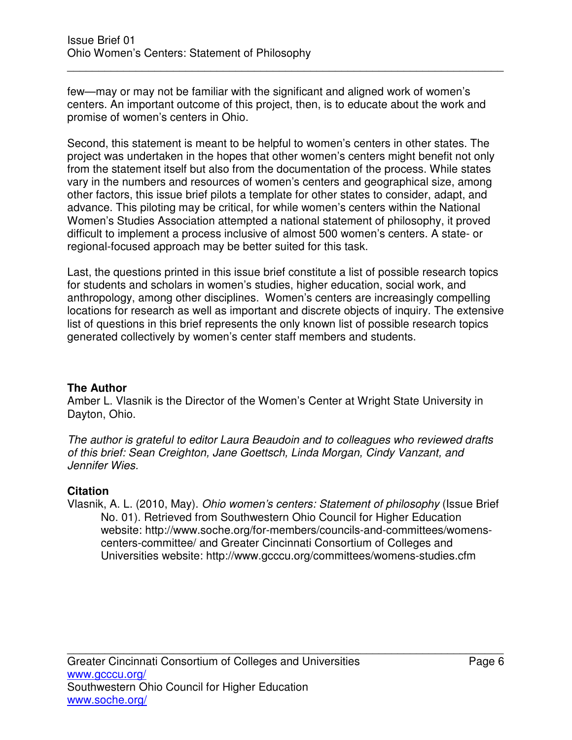few—may or may not be familiar with the significant and aligned work of women's centers. An important outcome of this project, then, is to educate about the work and promise of women's centers in Ohio.

Second, this statement is meant to be helpful to women's centers in other states. The project was undertaken in the hopes that other women's centers might benefit not only from the statement itself but also from the documentation of the process. While states vary in the numbers and resources of women's centers and geographical size, among other factors, this issue brief pilots a template for other states to consider, adapt, and advance. This piloting may be critical, for while women's centers within the National Women's Studies Association attempted a national statement of philosophy, it proved difficult to implement a process inclusive of almost 500 women's centers. A state- or regional-focused approach may be better suited for this task.

Last, the questions printed in this issue brief constitute a list of possible research topics for students and scholars in women's studies, higher education, social work, and anthropology, among other disciplines. Women's centers are increasingly compelling locations for research as well as important and discrete objects of inquiry. The extensive list of questions in this brief represents the only known list of possible research topics generated collectively by women's center staff members and students.

**The Author**

Amber L. Vlasnik is the Director of the Women's Center at Wright State University in Dayton, Ohio.

*The author is grateful to editor Laura Beaudoin and to colleagues who reviewed drafts of this brief: Sean Creighton, Jane Goettsch, Linda Morgan, Cindy Vanzant, and Jennifer Wies.*

**Citation**

Vlasnik, A. L. (2010, May). *Ohio women's centers: Statement of philosophy* (Issue Brief No. 01). Retrieved from Southwestern Ohio Council for Higher Education website: http://www.soche.org/for-members/councils-and-committees/womens-centers-committee/ and Greater Cincinnati Consortium of Colleges and Universities website: http://www.gcccu.org/committees/womens-studies.cfm